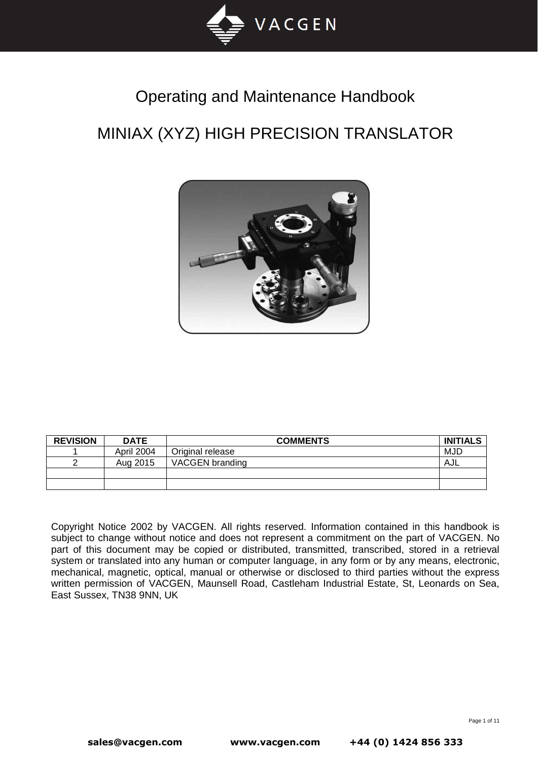# Operating and Maintenance Handbook

# MINIAX (XYZ) HIGH PRECISION TRANSLATOR

| REVISION | DATE | COMMENTS | INITIALS |
|---|---|---|---|
| 1 | April 2004 | Original release | MJD |
| 2 | Aug 2015 | VACGEN branding | AJL |
| | | | |
| | | | |

Copyright Notice 2002 by VACGEN. All rights reserved. Information contained in this handbook is subject to change without notice and does not represent a commitment on the part of VACGEN. No part of this document may be copied or distributed, transmitted, transcribed, stored in a retrieval system or translated into any human or computer language, in any form or by any means, electronic, mechanical, magnetic, optical, manual or otherwise or disclosed to third parties without the express written permission of VACGEN, Maunsell Road, Castleham Industrial Estate, St, Leonards on Sea, East Sussex, TN38 9NN, UK

sales@vacgen.com www.vacgen.com +44 (0) 1424 856 333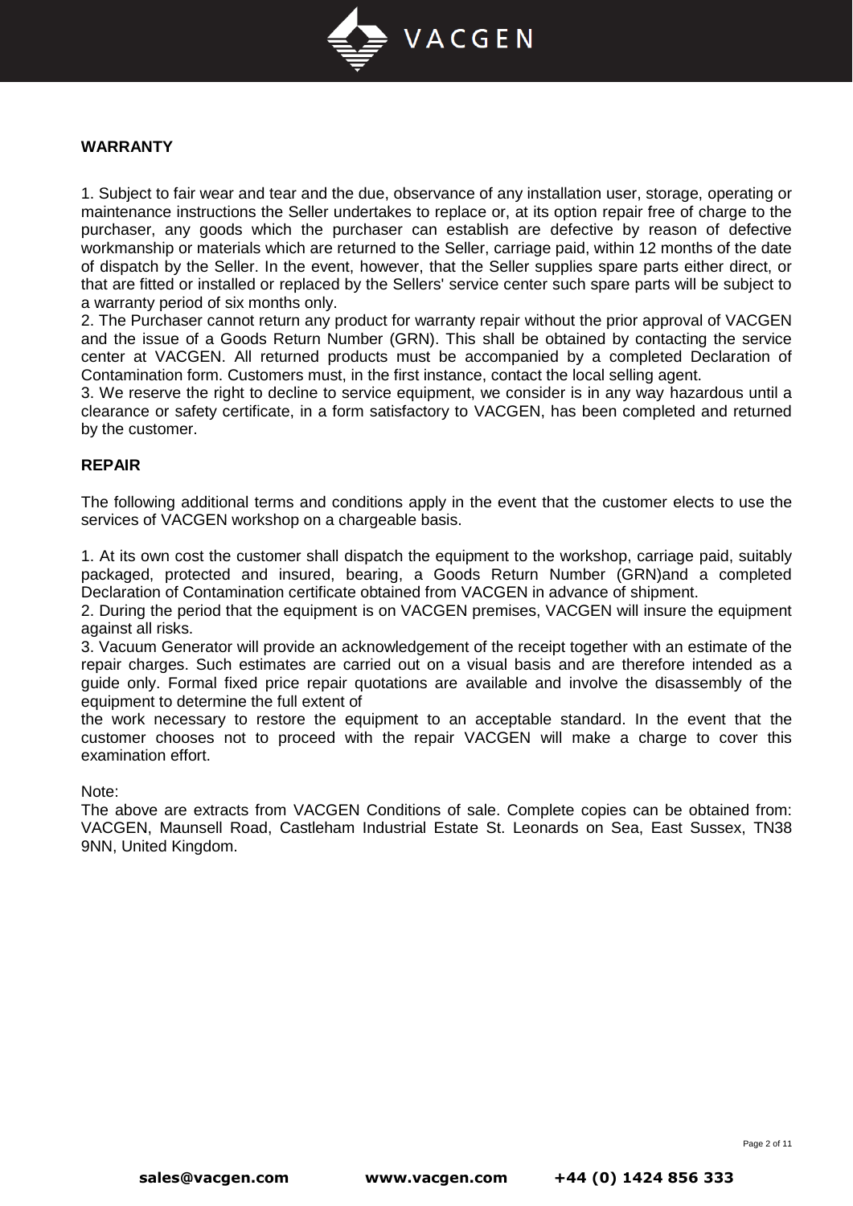## WARRANTY

1. Subject to fair wear and tear and the due, observance of any installation user, storage, operating or maintenance instructions the Seller undertakes to replace or, at its option repair free of charge to the purchaser, any goods which the purchaser can establish are defective by reason of defective workmanship or materials which are returned to the Seller, carriage paid, within 12 months of the date of dispatch by the Seller. In the event, however, that the Seller supplies spare parts either direct, or that are fitted or installed or replaced by the Sellers' service center such spare parts will be subject to a warranty period of six months only.
2. The Purchaser cannot return any product for warranty repair without the prior approval of VACGEN and the issue of a Goods Return Number (GRN). This shall be obtained by contacting the service center at VACGEN. All returned products must be accompanied by a completed Declaration of Contamination form. Customers must, in the first instance, contact the local selling agent.
3. We reserve the right to decline to service equipment, we consider is in any way hazardous until a clearance or safety certificate, in a form satisfactory to VACGEN, has been completed and returned by the customer.

## REPAIR

The following additional terms and conditions apply in the event that the customer elects to use the services of VACGEN workshop on a chargeable basis.

1. At its own cost the customer shall dispatch the equipment to the workshop, carriage paid, suitably packaged, protected and insured, bearing, a Goods Return Number (GRN)and a completed Declaration of Contamination certificate obtained from VACGEN in advance of shipment.
2. During the period that the equipment is on VACGEN premises, VACGEN will insure the equipment against all risks.
3. Vacuum Generator will provide an acknowledgement of the receipt together with an estimate of the repair charges. Such estimates are carried out on a visual basis and are therefore intended as a guide only. Formal fixed price repair quotations are available and involve the disassembly of the equipment to determine the full extent of the work necessary to restore the equipment to an acceptable standard. In the event that the customer chooses not to proceed with the repair VACGEN will make a charge to cover this examination effort.

Note:
The above are extracts from VACGEN Conditions of sale. Complete copies can be obtained from: VACGEN, Maunsell Road, Castleham Industrial Estate St. Leonards on Sea, East Sussex, TN38 9NN, United Kingdom.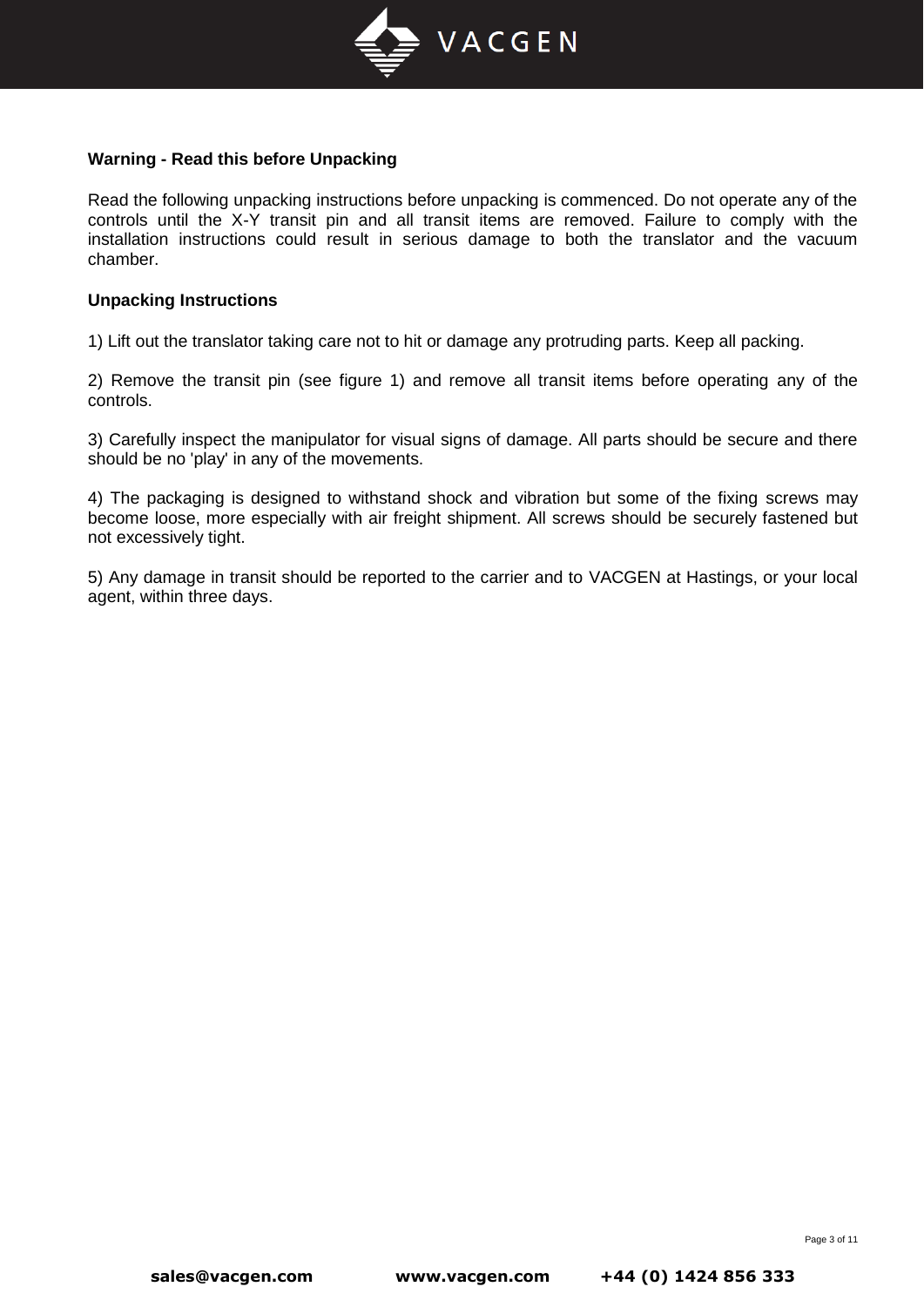**Warning - Read this before Unpacking**

Read the following unpacking instructions before unpacking is commenced. Do not operate any of the controls until the X-Y transit pin and all transit items are removed. Failure to comply with the installation instructions could result in serious damage to both the translator and the vacuum chamber.

**Unpacking Instructions**

1) Lift out the translator taking care not to hit or damage any protruding parts. Keep all packing.

2) Remove the transit pin (see figure 1) and remove all transit items before operating any of the controls.

3) Carefully inspect the manipulator for visual signs of damage. All parts should be secure and there should be no 'play' in any of the movements.

4) The packaging is designed to withstand shock and vibration but some of the fixing screws may become loose, more especially with air freight shipment. All screws should be securely fastened but not excessively tight.

5) Any damage in transit should be reported to the carrier and to VACGEN at Hastings, or your local agent, within three days.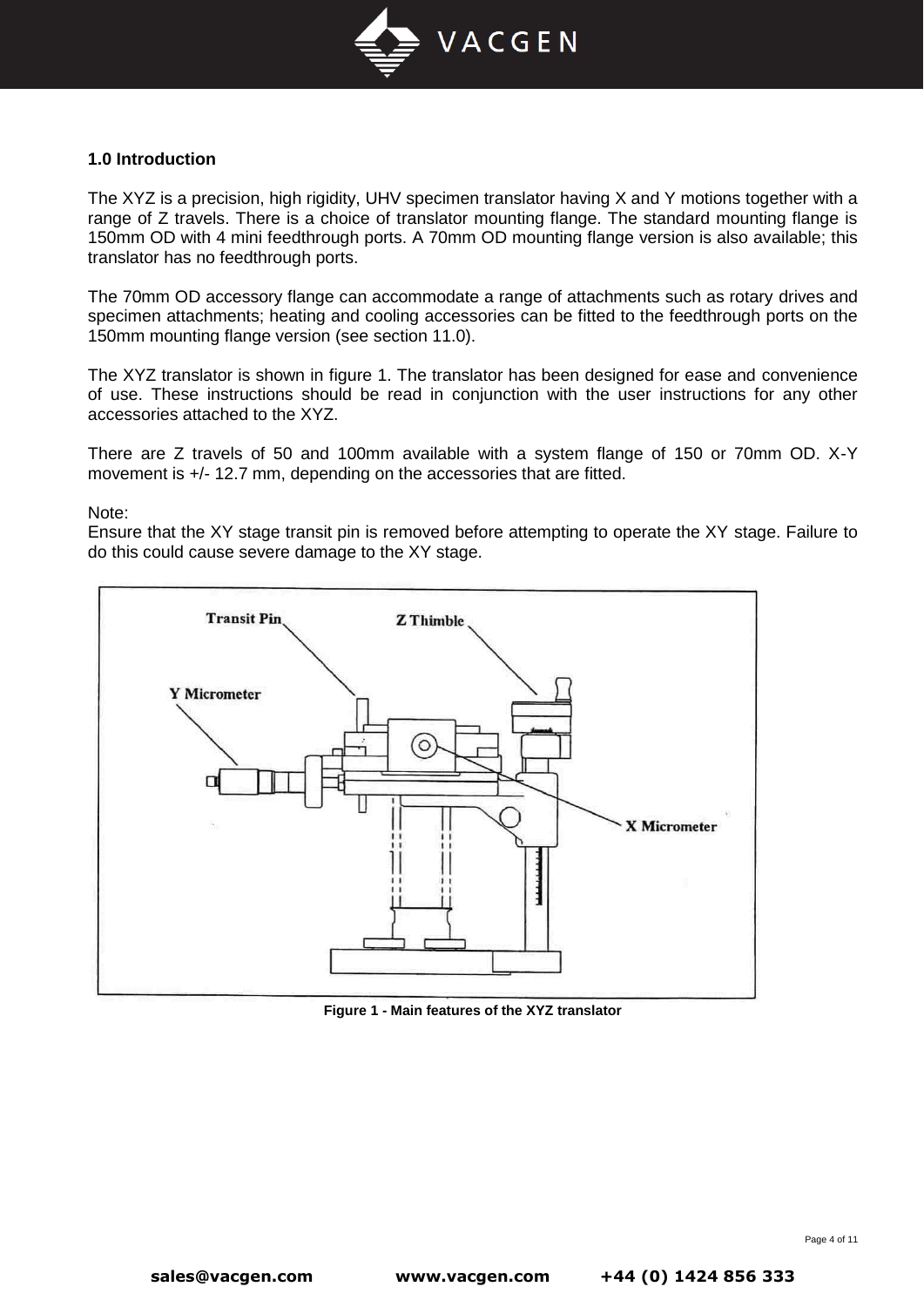## 1.0 Introduction

The XYZ is a precision, high rigidity, UHV specimen translator having X and Y motions together with a range of Z travels. There is a choice of translator mounting flange. The standard mounting flange is 150mm OD with 4 mini feedthrough ports. A 70mm OD mounting flange version is also available; this translator has no feedthrough ports.

The 70mm OD accessory flange can accommodate a range of attachments such as rotary drives and specimen attachments; heating and cooling accessories can be fitted to the feedthrough ports on the 150mm mounting flange version (see section 11.0).

The XYZ translator is shown in figure 1. The translator has been designed for ease and convenience of use. These instructions should be read in conjunction with the user instructions for any other accessories attached to the XYZ.

There are Z travels of 50 and 100mm available with a system flange of 150 or 70mm OD. X-Y movement is +/- 12.7 mm, depending on the accessories that are fitted.

Note:
Ensure that the XY stage transit pin is removed before attempting to operate the XY stage. Failure to do this could cause severe damage to the XY stage.

Figure 1 - Main features of the XYZ translator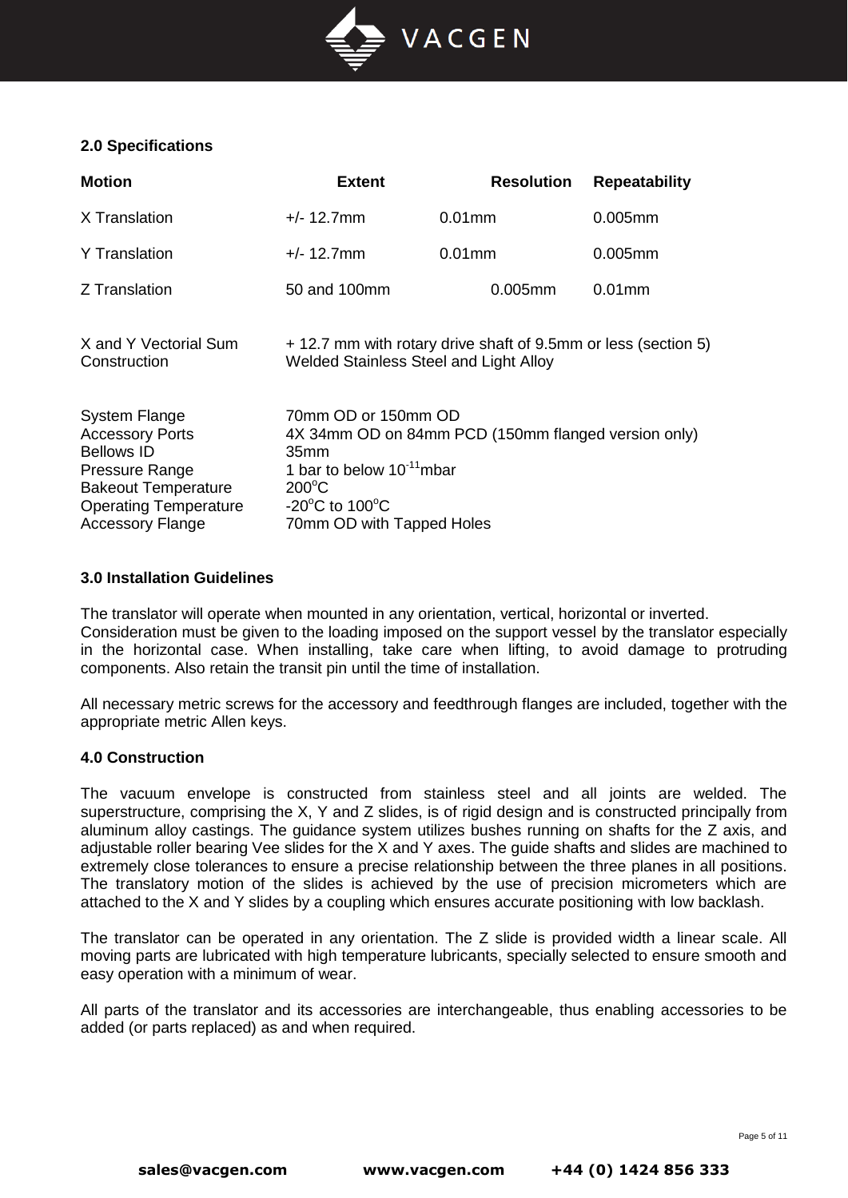## 2.0 Specifications

| Motion | Extent | Resolution | Repeatability |
| --- | --- | --- | --- |
| X Translation | +/- 12.7mm | 0.01mm | 0.005mm |
| Y Translation | +/- 12.7mm | 0.01mm | 0.005mm |
| Z Translation | 50 and 100mm | 0.005mm | 0.01mm |

| | |
| --- | --- |
| X and Y Vectorial Sum | + 12.7 mm with rotary drive shaft of 9.5mm or less (section 5) |
| Construction | Welded Stainless Steel and Light Alloy |

| | |
| --- | --- |
| System Flange | 70mm OD or 150mm OD |
| Accessory Ports | 4X 34mm OD on 84mm PCD (150mm flanged version only) |
| Bellows ID | 35mm |
| Pressure Range | 1 bar to below $10^{-11}$mbar |
| Bakeout Temperature | 200°C |
| Operating Temperature | -20°C to 100°C |
| Accessory Flange | 70mm OD with Tapped Holes |

## 3.0 Installation Guidelines

The translator will operate when mounted in any orientation, vertical, horizontal or inverted. Consideration must be given to the loading imposed on the support vessel by the translator especially in the horizontal case. When installing, take care when lifting, to avoid damage to protruding components. Also retain the transit pin until the time of installation.

All necessary metric screws for the accessory and feedthrough flanges are included, together with the appropriate metric Allen keys.

## 4.0 Construction

The vacuum envelope is constructed from stainless steel and all joints are welded. The superstructure, comprising the X, Y and Z slides, is of rigid design and is constructed principally from aluminum alloy castings. The guidance system utilizes bushes running on shafts for the Z axis, and adjustable roller bearing Vee slides for the X and Y axes. The guide shafts and slides are machined to extremely close tolerances to ensure a precise relationship between the three planes in all positions. The translatory motion of the slides is achieved by the use of precision micrometers which are attached to the X and Y slides by a coupling which ensures accurate positioning with low backlash.

The translator can be operated in any orientation. The Z slide is provided width a linear scale. All moving parts are lubricated with high temperature lubricants, specially selected to ensure smooth and easy operation with a minimum of wear.

All parts of the translator and its accessories are interchangeable, thus enabling accessories to be added (or parts replaced) as and when required.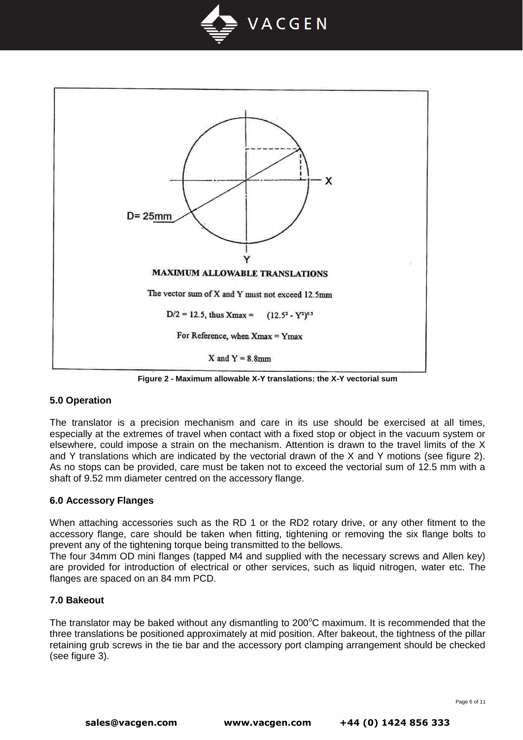D= 25mm

X

Y

**MAXIMUM ALLOWABLE TRANSLATIONS**

The vector sum of X and Y must not exceed 12.5mm

D/2 = 12.5, thus Xmax = $(12.5^2 - Y^2)^{0.5}$

For Reference, when Xmax = Ymax

X and Y = 8.8mm

**Figure 2 - Maximum allowable X-Y translations: the X-Y vectorial sum**

## 5.0 Operation

The translator is a precision mechanism and care in its use should be exercised at all times, especially at the extremes of travel when contact with a fixed stop or object in the vacuum system or elsewhere, could impose a strain on the mechanism. Attention is drawn to the travel limits of the X and Y translations which are indicated by the vectorial drawn of the X and Y motions (see figure 2). As no stops can be provided, care must be taken not to exceed the vectorial sum of 12.5 mm with a shaft of 9.52 mm diameter centred on the accessory flange.

## 6.0 Accessory Flanges

When attaching accessories such as the RD 1 or the RD2 rotary drive, or any other fitment to the accessory flange, care should be taken when fitting, tightening or removing the six flange bolts to prevent any of the tightening torque being transmitted to the bellows.
The four 34mm OD mini flanges (tapped M4 and supplied with the necessary screws and Allen key) are provided for introduction of electrical or other services, such as liquid nitrogen, water etc. The flanges are spaced on an 84 mm PCD.

## 7.0 Bakeout

The translator may be baked without any dismantling to 200°C maximum. It is recommended that the three translations be positioned approximately at mid position. After bakeout, the tightness of the pillar retaining grub screws in the tie bar and the accessory port clamping arrangement should be checked (see figure 3).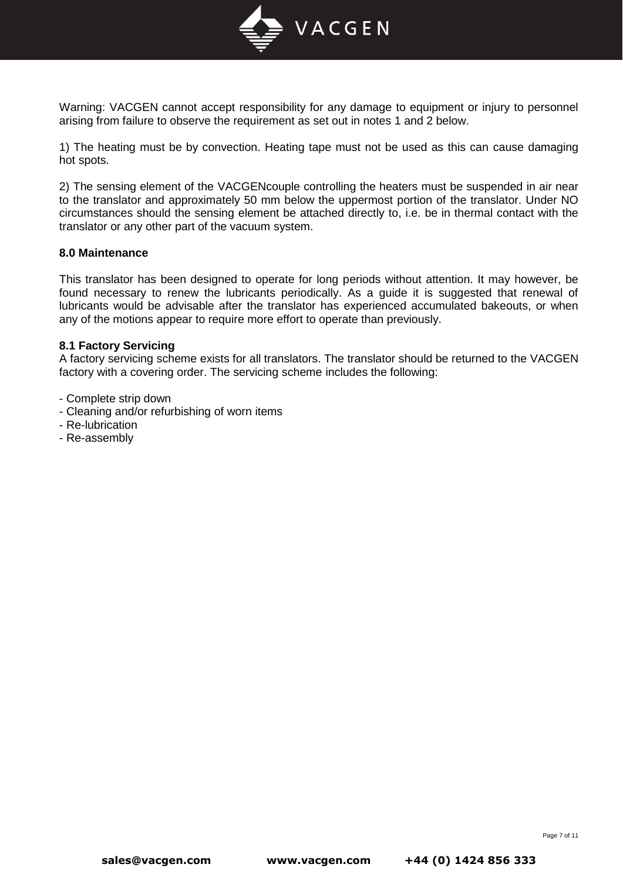Warning: VACGEN cannot accept responsibility for any damage to equipment or injury to personnel arising from failure to observe the requirement as set out in notes 1 and 2 below.

1) The heating must be by convection. Heating tape must not be used as this can cause damaging hot spots.

2) The sensing element of the VACGENcouple controlling the heaters must be suspended in air near to the translator and approximately 50 mm below the uppermost portion of the translator. Under NO circumstances should the sensing element be attached directly to, i.e. be in thermal contact with the translator or any other part of the vacuum system.

## 8.0 Maintenance

This translator has been designed to operate for long periods without attention. It may however, be found necessary to renew the lubricants periodically. As a guide it is suggested that renewal of lubricants would be advisable after the translator has experienced accumulated bakeouts, or when any of the motions appear to require more effort to operate than previously.

### 8.1 Factory Servicing

A factory servicing scheme exists for all translators. The translator should be returned to the VACGEN factory with a covering order. The servicing scheme includes the following:

- Complete strip down
- Cleaning and/or refurbishing of worn items
- Re-lubrication
- Re-assembly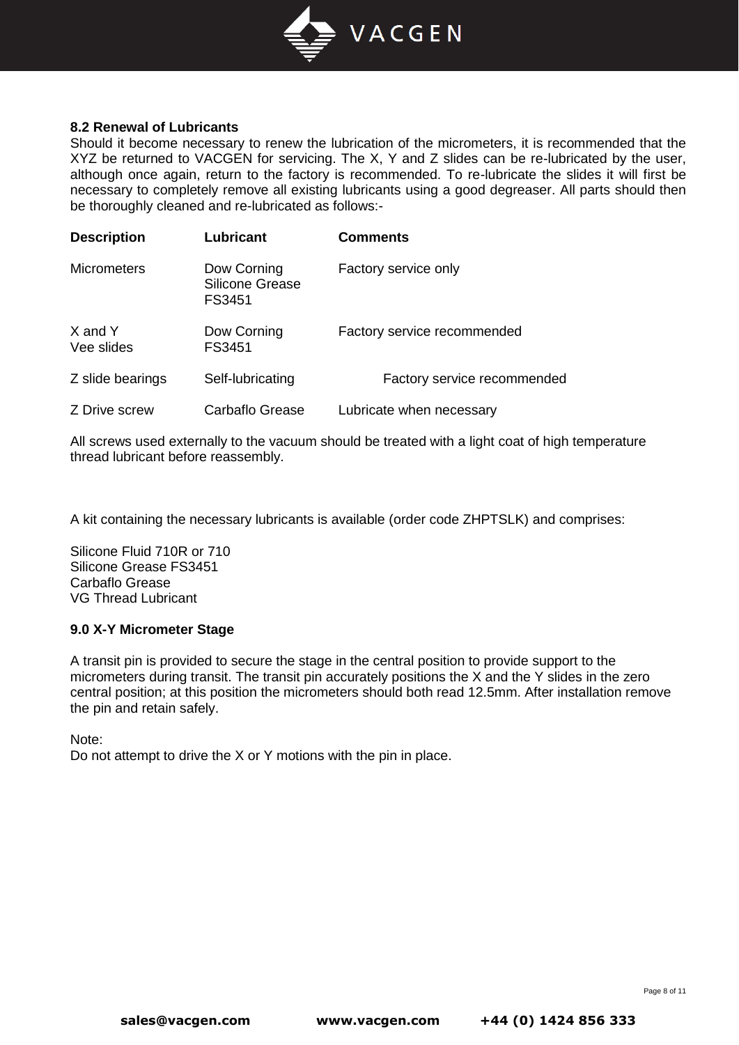### 8.2 Renewal of Lubricants

Should it become necessary to renew the lubrication of the micrometers, it is recommended that the XYZ be returned to VACGEN for servicing. The X, Y and Z slides can be re-lubricated by the user, although once again, return to the factory is recommended. To re-lubricate the slides it will first be necessary to completely remove all existing lubricants using a good degreaser. All parts should then be thoroughly cleaned and re-lubricated as follows:-

| Description | Lubricant | Comments |
|---|---|---|
| Micrometers | Dow Corning Silicone Grease FS3451 | Factory service only |
| X and Y Vee slides | Dow Corning FS3451 | Factory service recommended |
| Z slide bearings | Self-lubricating | Factory service recommended |
| Z Drive screw | Carbaflo Grease | Lubricate when necessary |

All screws used externally to the vacuum should be treated with a light coat of high temperature thread lubricant before reassembly.

A kit containing the necessary lubricants is available (order code ZHPTSLK) and comprises:

Silicone Fluid 710R or 710
Silicone Grease FS3451
Carbaflo Grease
VG Thread Lubricant

### 9.0 X-Y Micrometer Stage

A transit pin is provided to secure the stage in the central position to provide support to the micrometers during transit. The transit pin accurately positions the X and the Y slides in the zero central position; at this position the micrometers should both read 12.5mm. After installation remove the pin and retain safely.

Note:
Do not attempt to drive the X or Y motions with the pin in place.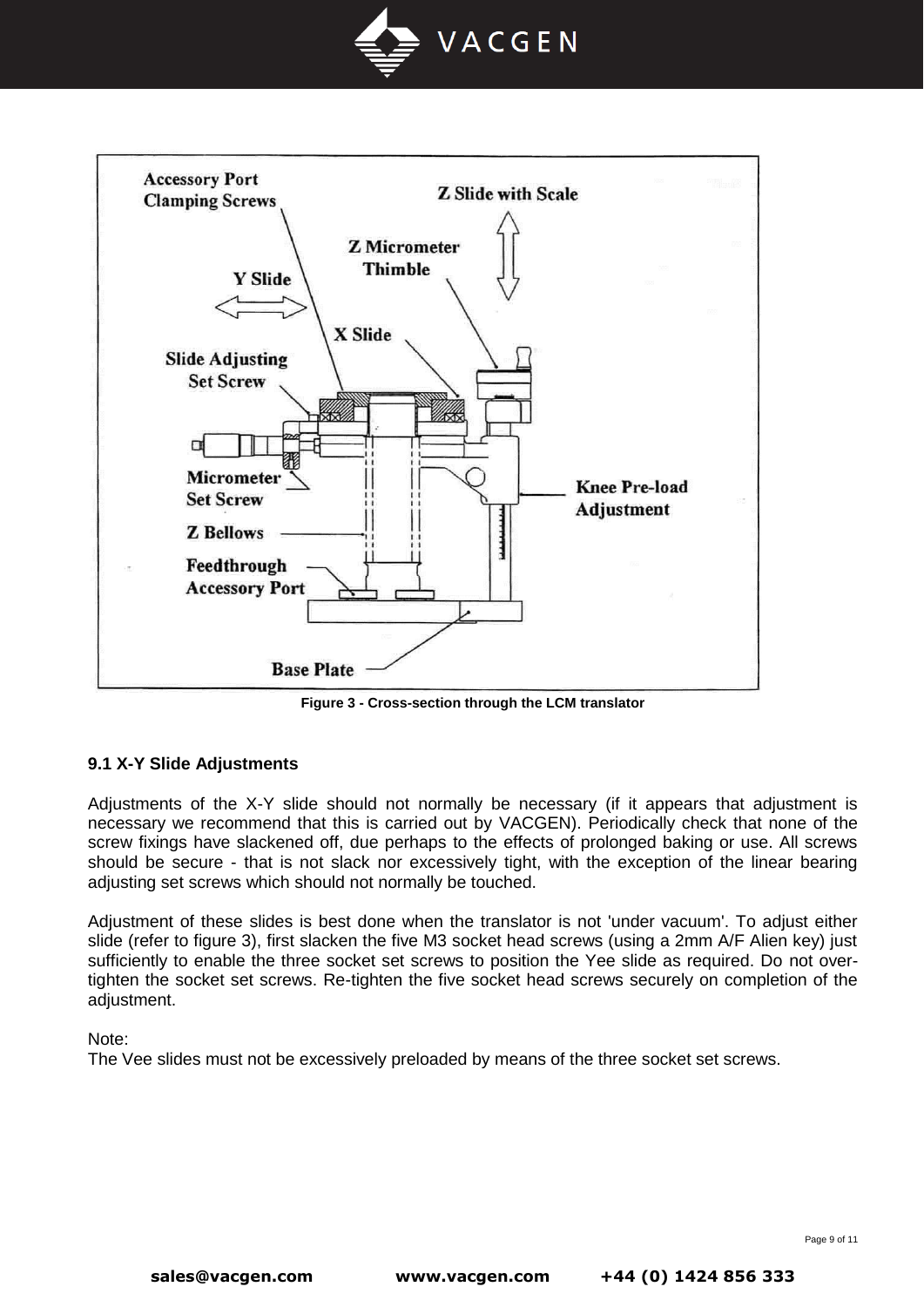Figure 3 - Cross-section through the LCM translator

### 9.1 X-Y Slide Adjustments

Adjustments of the X-Y slide should not normally be necessary (if it appears that adjustment is necessary we recommend that this is carried out by VACGEN). Periodically check that none of the screw fixings have slackened off, due perhaps to the effects of prolonged baking or use. All screws should be secure - that is not slack nor excessively tight, with the exception of the linear bearing adjusting set screws which should not normally be touched.

Adjustment of these slides is best done when the translator is not 'under vacuum'. To adjust either slide (refer to figure 3), first slacken the five M3 socket head screws (using a 2mm A/F Alien key) just sufficiently to enable the three socket set screws to position the Yee slide as required. Do not over-tighten the socket set screws. Re-tighten the five socket head screws securely on completion of the adjustment.

Note:
The Vee slides must not be excessively preloaded by means of the three socket set screws.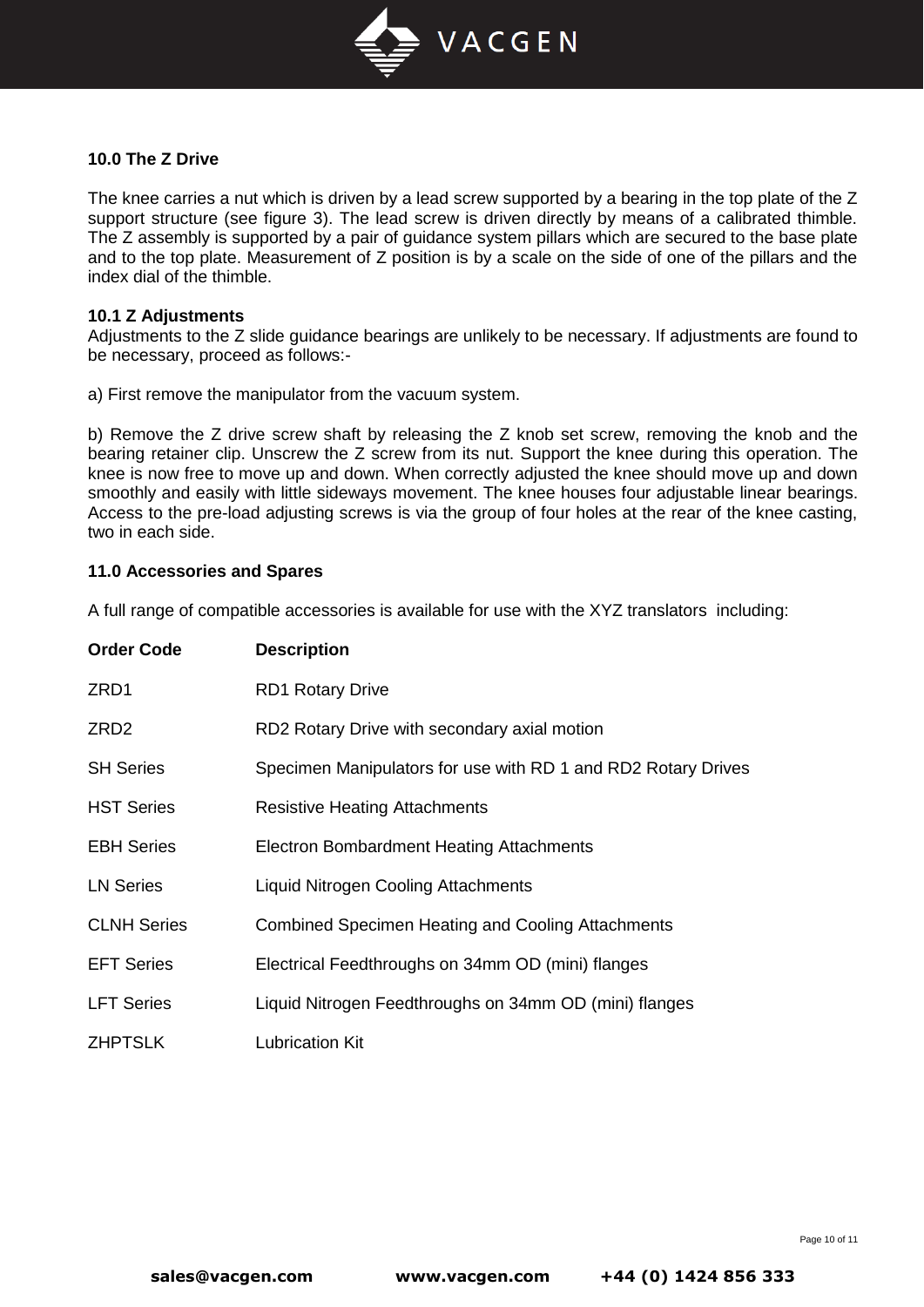## 10.0 The Z Drive

The knee carries a nut which is driven by a lead screw supported by a bearing in the top plate of the Z support structure (see figure 3). The lead screw is driven directly by means of a calibrated thimble. The Z assembly is supported by a pair of guidance system pillars which are secured to the base plate and to the top plate. Measurement of Z position is by a scale on the side of one of the pillars and the index dial of the thimble.

### 10.1 Z Adjustments

Adjustments to the Z slide guidance bearings are unlikely to be necessary. If adjustments are found to be necessary, proceed as follows:-

a) First remove the manipulator from the vacuum system.

b) Remove the Z drive screw shaft by releasing the Z knob set screw, removing the knob and the bearing retainer clip. Unscrew the Z screw from its nut. Support the knee during this operation. The knee is now free to move up and down. When correctly adjusted the knee should move up and down smoothly and easily with little sideways movement. The knee houses four adjustable linear bearings. Access to the pre-load adjusting screws is via the group of four holes at the rear of the knee casting, two in each side.

## 11.0 Accessories and Spares

A full range of compatible accessories is available for use with the XYZ translators including:

| Order Code | Description |
|---|---|
| ZRD1 | RD1 Rotary Drive |
| ZRD2 | RD2 Rotary Drive with secondary axial motion |
| SH Series | Specimen Manipulators for use with RD 1 and RD2 Rotary Drives |
| HST Series | Resistive Heating Attachments |
| EBH Series | Electron Bombardment Heating Attachments |
| LN Series | Liquid Nitrogen Cooling Attachments |
| CLNH Series | Combined Specimen Heating and Cooling Attachments |
| EFT Series | Electrical Feedthroughs on 34mm OD (mini) flanges |
| LFT Series | Liquid Nitrogen Feedthroughs on 34mm OD (mini) flanges |
| ZHPTSLK | Lubrication Kit |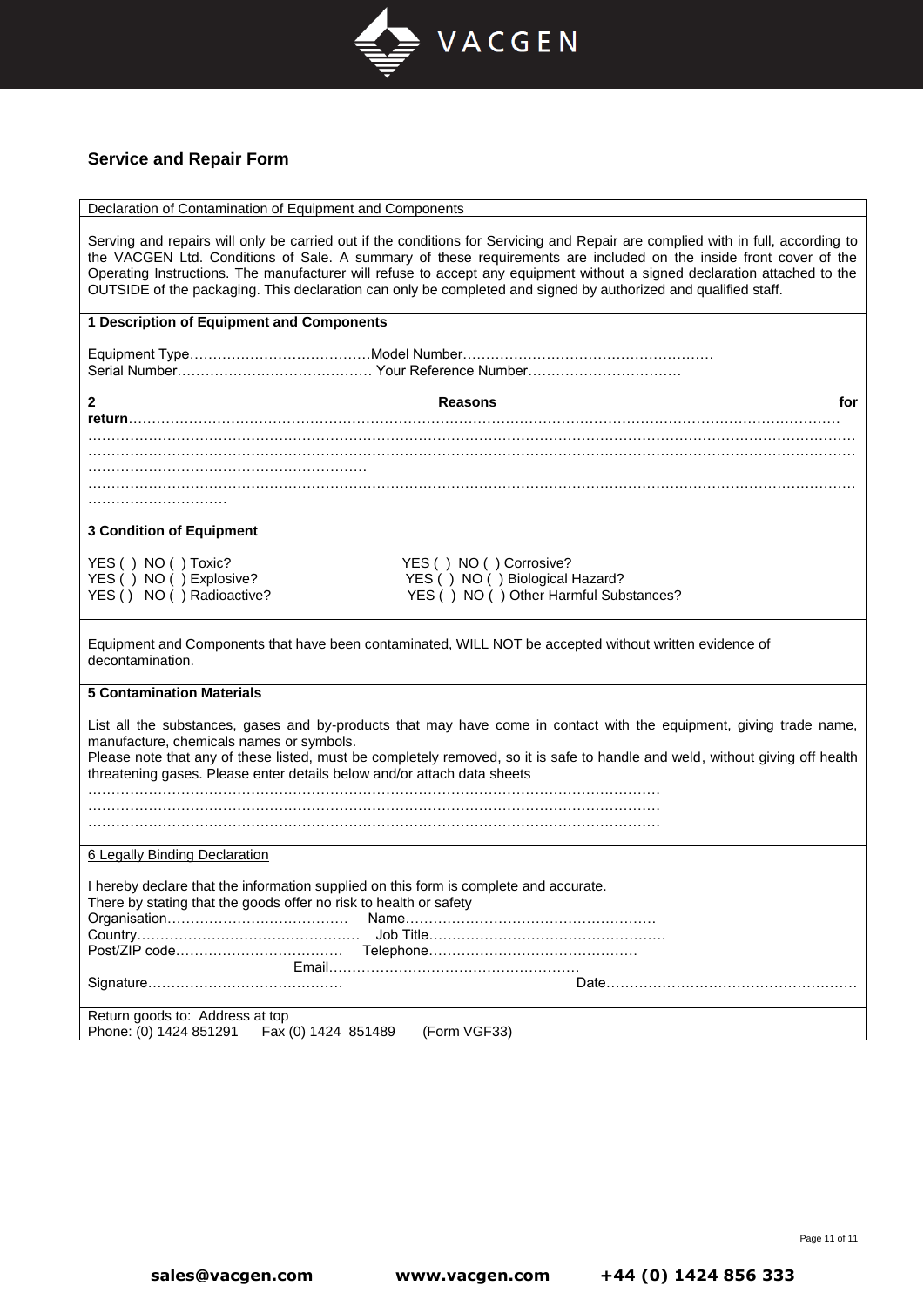## Service and Repair Form

Declaration of Contamination of Equipment and Components

Serving and repairs will only be carried out if the conditions for Servicing and Repair are complied with in full, according to the VACGEN Ltd. Conditions of Sale. A summary of these requirements are included on the inside front cover of the Operating Instructions. The manufacturer will refuse to accept any equipment without a signed declaration attached to the OUTSIDE of the packaging. This declaration can only be completed and signed by authorized and qualified staff.

**1 Description of Equipment and Components**

Equipment Type…………………………………Model Number………………………………………………
Serial Number…………………………………… Your Reference Number……………………………

**2 Reasons for return**……………………………………………………………………………………………………………………………
………………………………………………………………………………………………………………………………………………
………………………………………………………………………………………………………………………………………………
……………………………………………………
………………………………………………………………………………………………………………………………………………
…………………………

**3 Condition of Equipment**

YES ( ) NO ( ) Toxic? YES ( ) NO ( ) Corrosive?
YES ( ) NO ( ) Explosive? YES ( ) NO ( ) Biological Hazard?
YES ( ) NO ( ) Radioactive? YES ( ) NO ( ) Other Harmful Substances?

Equipment and Components that have been contaminated, WILL NOT be accepted without written evidence of decontamination.

**5 Contamination Materials**

List all the substances, gases and by-products that may have come in contact with the equipment, giving trade name, manufacture, chemicals names or symbols.
Please note that any of these listed, must be completely removed, so it is safe to handle and weld, without giving off health threatening gases. Please enter details below and/or attach data sheets
…………………………………………………………………………………………………………
…………………………………………………………………………………………………………
…………………………………………………………………………………………………………

6 Legally Binding Declaration

I hereby declare that the information supplied on this form is complete and accurate.
There by stating that the goods offer no risk to health or safety
Organisation………………………………… Name………………………………………………
Country………………………………………… Job Title……………………………………………
Post/ZIP code……………………………… Telephone………………………………………
Email………………………………………………
Signature…………………………………… Date………………………………………………

Return goods to: Address at top
Phone: (0) 1424 851291 Fax (0) 1424 851489 (Form VGF33)

sales@vacgen.com www.vacgen.com +44 (0) 1424 856 333